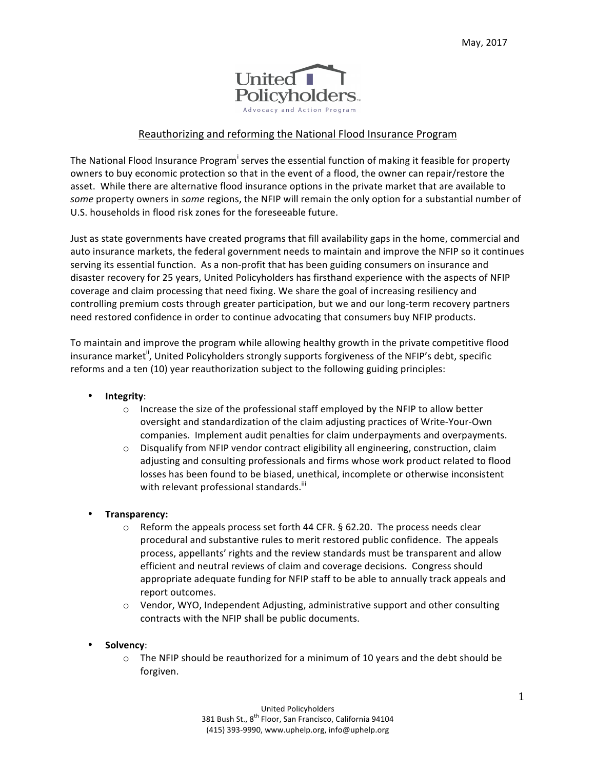May, 2017

United Policyholders
Advocacy and Action Program

## Reauthorizing and reforming the National Flood Insurance Program

The National Flood Insurance Program[i] serves the essential function of making it feasible for property owners to buy economic protection so that in the event of a flood, the owner can repair/restore the asset. While there are alternative flood insurance options in the private market that are available to *some* property owners in *some* regions, the NFIP will remain the only option for a substantial number of U.S. households in flood risk zones for the foreseeable future.

Just as state governments have created programs that fill availability gaps in the home, commercial and auto insurance markets, the federal government needs to maintain and improve the NFIP so it continues serving its essential function. As a non-profit that has been guiding consumers on insurance and disaster recovery for 25 years, United Policyholders has firsthand experience with the aspects of NFIP coverage and claim processing that need fixing. We share the goal of increasing resiliency and controlling premium costs through greater participation, but we and our long-term recovery partners need restored confidence in order to continue advocating that consumers buy NFIP products.

To maintain and improve the program while allowing healthy growth in the private competitive flood insurance market[ii], United Policyholders strongly supports forgiveness of the NFIP's debt, specific reforms and a ten (10) year reauthorization subject to the following guiding principles:

- **Integrity**:
    - Increase the size of the professional staff employed by the NFIP to allow better oversight and standardization of the claim adjusting practices of Write-Your-Own companies. Implement audit penalties for claim underpayments and overpayments.
    - Disqualify from NFIP vendor contract eligibility all engineering, construction, claim adjusting and consulting professionals and firms whose work product related to flood losses has been found to be biased, unethical, incomplete or otherwise inconsistent with relevant professional standards.[iii]
- **Transparency:**
    - Reform the appeals process set forth 44 CFR. § 62.20. The process needs clear procedural and substantive rules to merit restored public confidence. The appeals process, appellants' rights and the review standards must be transparent and allow efficient and neutral reviews of claim and coverage decisions. Congress should appropriate adequate funding for NFIP staff to be able to annually track appeals and report outcomes.
    - Vendor, WYO, Independent Adjusting, administrative support and other consulting contracts with the NFIP shall be public documents.
- **Solvency**:
    - The NFIP should be reauthorized for a minimum of 10 years and the debt should be forgiven.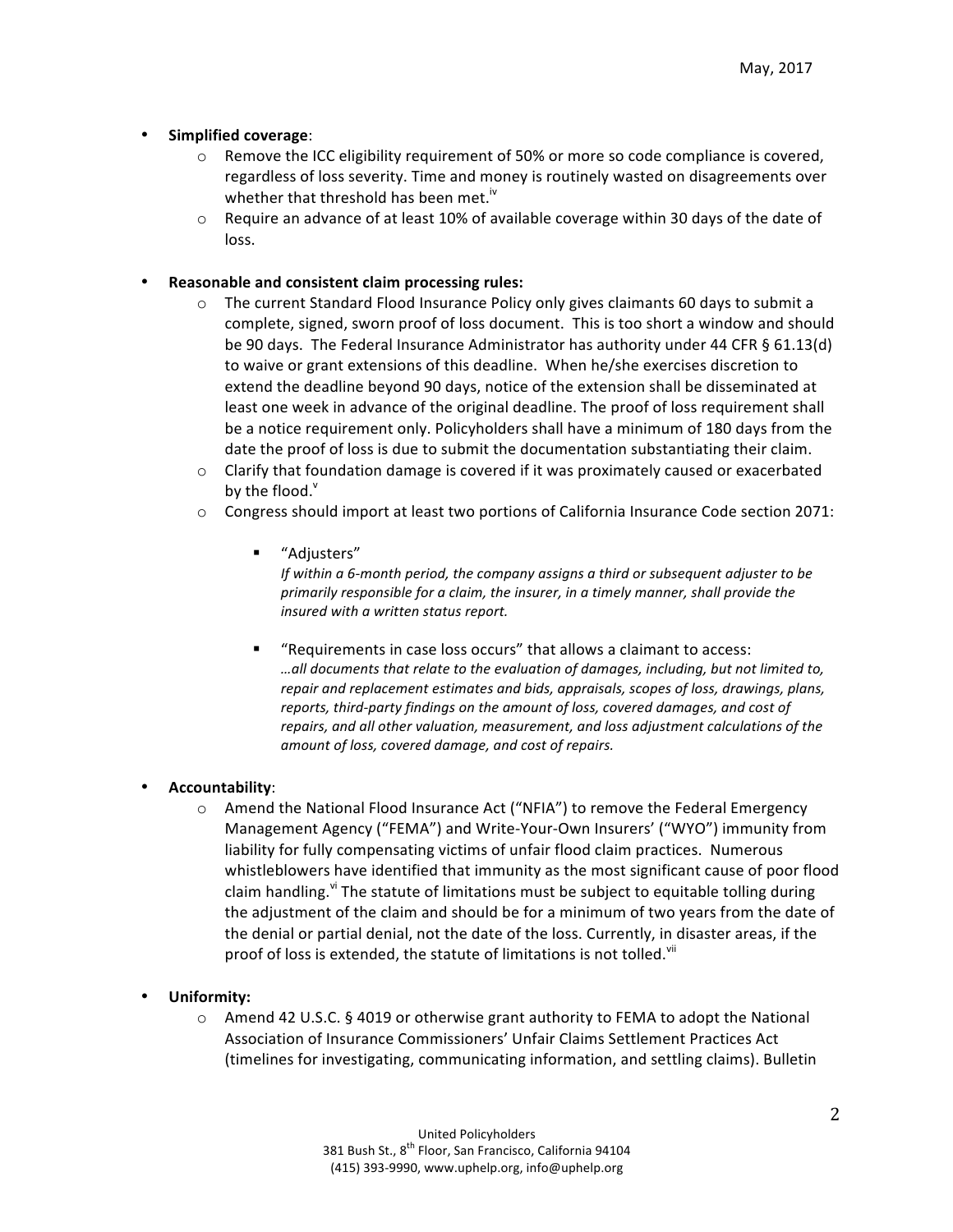- **Simplified coverage**:
  - Remove the ICC eligibility requirement of 50% or more so code compliance is covered, regardless of loss severity. Time and money is routinely wasted on disagreements over whether that threshold has been met.[iv]
  - Require an advance of at least 10% of available coverage within 30 days of the date of loss.

- **Reasonable and consistent claim processing rules:**
  - The current Standard Flood Insurance Policy only gives claimants 60 days to submit a complete, signed, sworn proof of loss document. This is too short a window and should be 90 days. The Federal Insurance Administrator has authority under 44 CFR § 61.13(d) to waive or grant extensions of this deadline. When he/she exercises discretion to extend the deadline beyond 90 days, notice of the extension shall be disseminated at least one week in advance of the original deadline. The proof of loss requirement shall be a notice requirement only. Policyholders shall have a minimum of 180 days from the date the proof of loss is due to submit the documentation substantiating their claim.
  - Clarify that foundation damage is covered if it was proximately caused or exacerbated by the flood.[v]
  - Congress should import at least two portions of California Insurance Code section 2071:
    - "Adjusters"
      *If within a 6-month period, the company assigns a third or subsequent adjuster to be primarily responsible for a claim, the insurer, in a timely manner, shall provide the insured with a written status report.*
    - "Requirements in case loss occurs" that allows a claimant to access:
      *…all documents that relate to the evaluation of damages, including, but not limited to, repair and replacement estimates and bids, appraisals, scopes of loss, drawings, plans, reports, third-party findings on the amount of loss, covered damages, and cost of repairs, and all other valuation, measurement, and loss adjustment calculations of the amount of loss, covered damage, and cost of repairs.*

- **Accountability**:
  - Amend the National Flood Insurance Act ("NFIA") to remove the Federal Emergency Management Agency ("FEMA") and Write-Your-Own Insurers' ("WYO") immunity from liability for fully compensating victims of unfair flood claim practices. Numerous whistleblowers have identified that immunity as the most significant cause of poor flood claim handling.[vi] The statute of limitations must be subject to equitable tolling during the adjustment of the claim and should be for a minimum of two years from the date of the denial or partial denial, not the date of the loss. Currently, in disaster areas, if the proof of loss is extended, the statute of limitations is not tolled.[vii]

- **Uniformity:**
  - Amend 42 U.S.C. § 4019 or otherwise grant authority to FEMA to adopt the National Association of Insurance Commissioners' Unfair Claims Settlement Practices Act (timelines for investigating, communicating information, and settling claims). Bulletin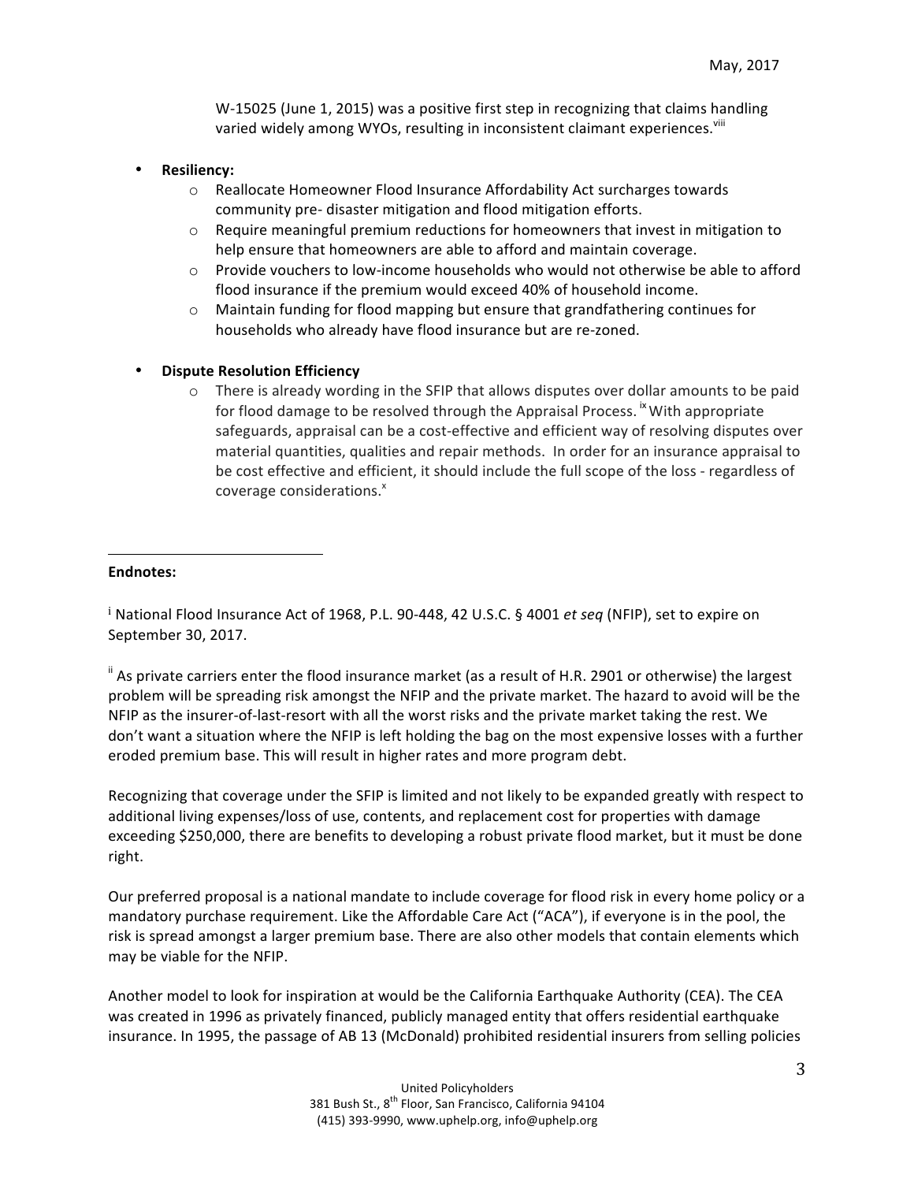W-15025 (June 1, 2015) was a positive first step in recognizing that claims handling varied widely among WYOs, resulting in inconsistent claimant experiences.[viii]

- **Resiliency:**
  - Reallocate Homeowner Flood Insurance Affordability Act surcharges towards community pre- disaster mitigation and flood mitigation efforts.
  - Require meaningful premium reductions for homeowners that invest in mitigation to help ensure that homeowners are able to afford and maintain coverage.
  - Provide vouchers to low-income households who would not otherwise be able to afford flood insurance if the premium would exceed 40% of household income.
  - Maintain funding for flood mapping but ensure that grandfathering continues for households who already have flood insurance but are re-zoned.

- **Dispute Resolution Efficiency**
  - There is already wording in the SFIP that allows disputes over dollar amounts to be paid for flood damage to be resolved through the Appraisal Process.[ix] With appropriate safeguards, appraisal can be a cost-effective and efficient way of resolving disputes over material quantities, qualities and repair methods. In order for an insurance appraisal to be cost effective and efficient, it should include the full scope of the loss - regardless of coverage considerations.[x]

---

**Endnotes:**

[i] National Flood Insurance Act of 1968, P.L. 90-448, 42 U.S.C. § 4001 *et seq* (NFIP), set to expire on September 30, 2017.

[ii] As private carriers enter the flood insurance market (as a result of H.R. 2901 or otherwise) the largest problem will be spreading risk amongst the NFIP and the private market. The hazard to avoid will be the NFIP as the insurer-of-last-resort with all the worst risks and the private market taking the rest. We don't want a situation where the NFIP is left holding the bag on the most expensive losses with a further eroded premium base. This will result in higher rates and more program debt.

Recognizing that coverage under the SFIP is limited and not likely to be expanded greatly with respect to additional living expenses/loss of use, contents, and replacement cost for properties with damage exceeding $250,000, there are benefits to developing a robust private flood market, but it must be done right.

Our preferred proposal is a national mandate to include coverage for flood risk in every home policy or a mandatory purchase requirement. Like the Affordable Care Act ("ACA"), if everyone is in the pool, the risk is spread amongst a larger premium base. There are also other models that contain elements which may be viable for the NFIP.

Another model to look for inspiration at would be the California Earthquake Authority (CEA). The CEA was created in 1996 as privately financed, publicly managed entity that offers residential earthquake insurance. In 1995, the passage of AB 13 (McDonald) prohibited residential insurers from selling policies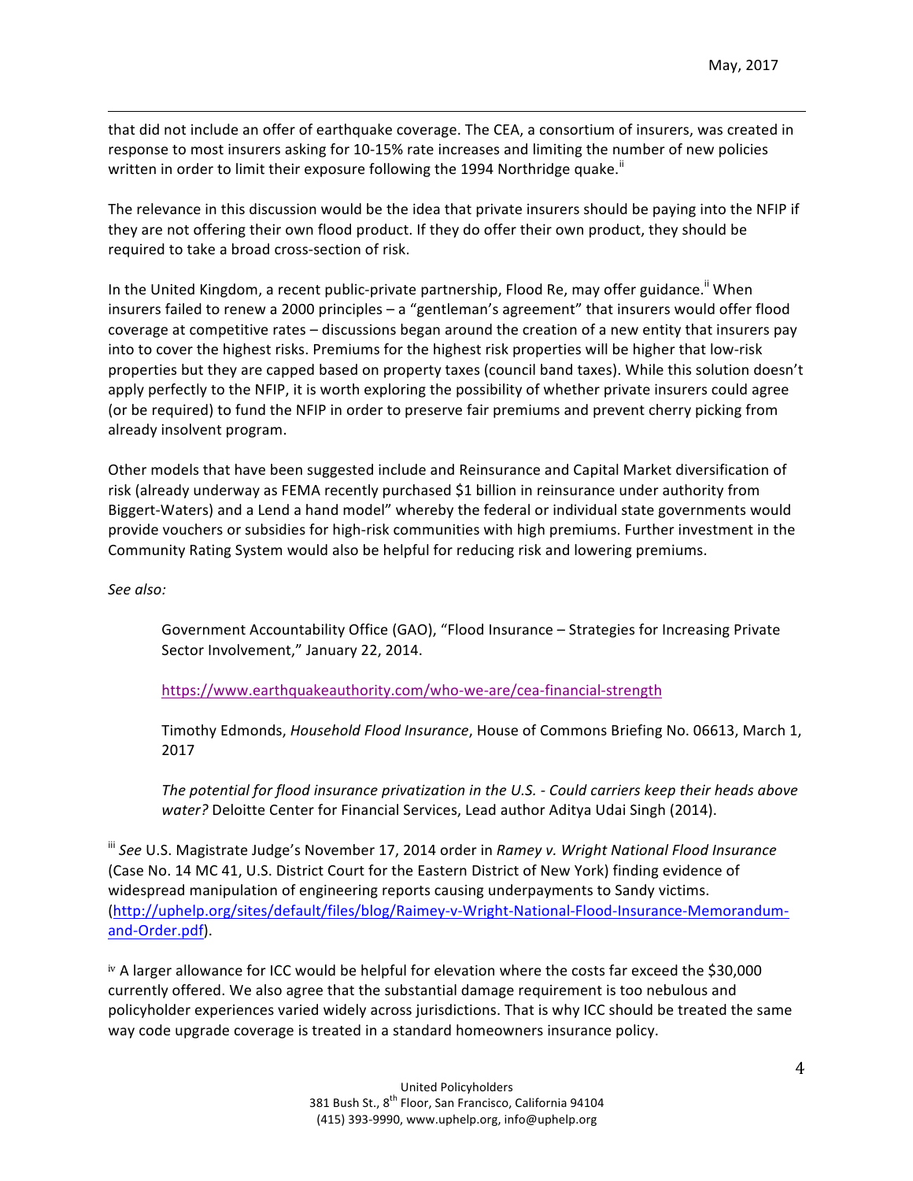that did not include an offer of earthquake coverage. The CEA, a consortium of insurers, was created in response to most insurers asking for 10-15% rate increases and limiting the number of new policies written in order to limit their exposure following the 1994 Northridge quake.[ii]

The relevance in this discussion would be the idea that private insurers should be paying into the NFIP if they are not offering their own flood product. If they do offer their own product, they should be required to take a broad cross-section of risk.

In the United Kingdom, a recent public-private partnership, Flood Re, may offer guidance.[ii] When insurers failed to renew a 2000 principles – a "gentleman's agreement" that insurers would offer flood coverage at competitive rates – discussions began around the creation of a new entity that insurers pay into to cover the highest risks. Premiums for the highest risk properties will be higher that low-risk properties but they are capped based on property taxes (council band taxes). While this solution doesn't apply perfectly to the NFIP, it is worth exploring the possibility of whether private insurers could agree (or be required) to fund the NFIP in order to preserve fair premiums and prevent cherry picking from already insolvent program.

Other models that have been suggested include and Reinsurance and Capital Market diversification of risk (already underway as FEMA recently purchased $1 billion in reinsurance under authority from Biggert-Waters) and a Lend a hand model" whereby the federal or individual state governments would provide vouchers or subsidies for high-risk communities with high premiums. Further investment in the Community Rating System would also be helpful for reducing risk and lowering premiums.

*See also:*

> Government Accountability Office (GAO), "Flood Insurance – Strategies for Increasing Private Sector Involvement," January 22, 2014.
>
> https://www.earthquakeauthority.com/who-we-are/cea-financial-strength
>
> Timothy Edmonds, *Household Flood Insurance*, House of Commons Briefing No. 06613, March 1, 2017
>
> *The potential for flood insurance privatization in the U.S. - Could carriers keep their heads above water?* Deloitte Center for Financial Services, Lead author Aditya Udai Singh (2014).

[iii] *See* U.S. Magistrate Judge's November 17, 2014 order in *Ramey v. Wright National Flood Insurance* (Case No. 14 MC 41, U.S. District Court for the Eastern District of New York) finding evidence of widespread manipulation of engineering reports causing underpayments to Sandy victims. (http://uphelp.org/sites/default/files/blog/Raimey-v-Wright-National-Flood-Insurance-Memorandum-and-Order.pdf).

[iv] A larger allowance for ICC would be helpful for elevation where the costs far exceed the $30,000 currently offered. We also agree that the substantial damage requirement is too nebulous and policyholder experiences varied widely across jurisdictions. That is why ICC should be treated the same way code upgrade coverage is treated in a standard homeowners insurance policy.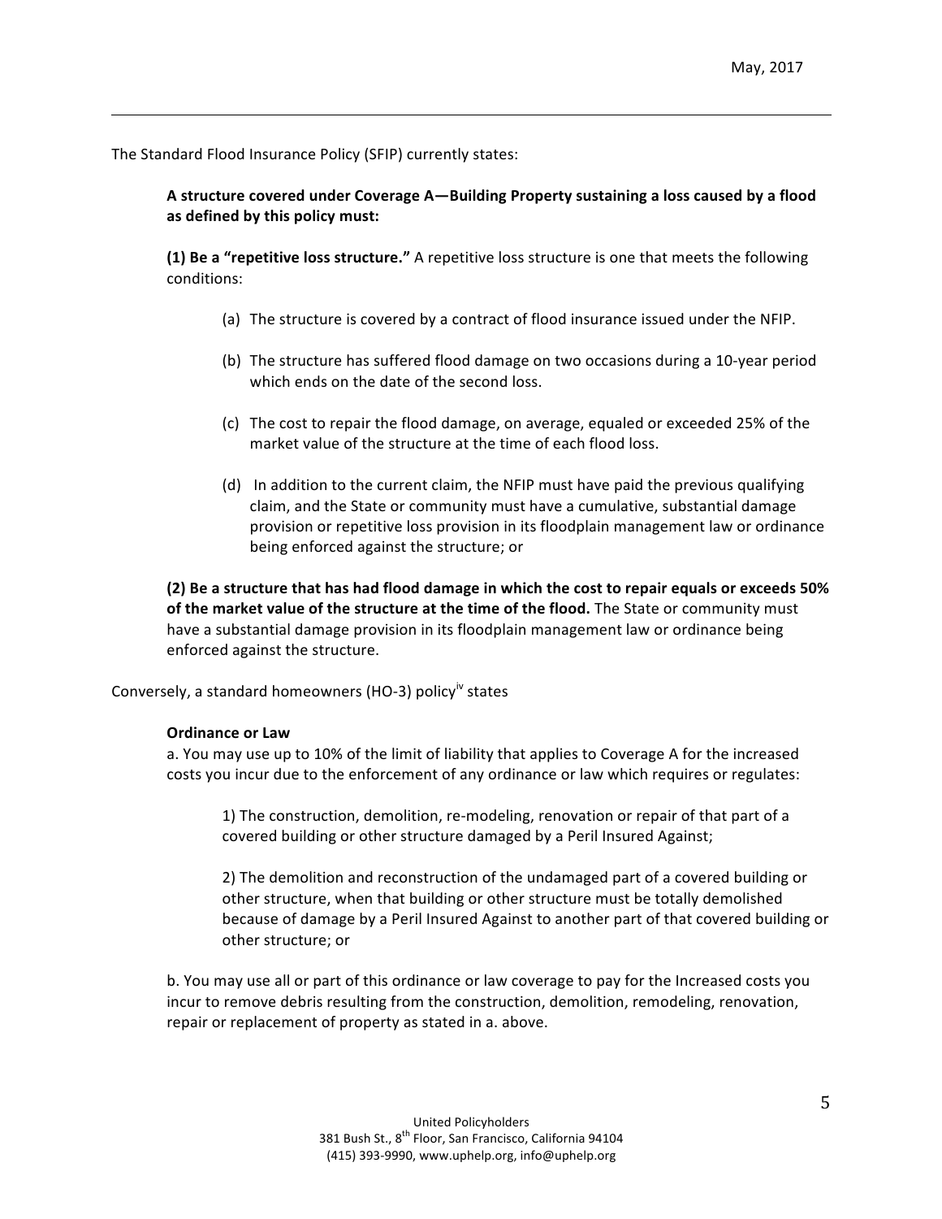The Standard Flood Insurance Policy (SFIP) currently states:

> **A structure covered under Coverage A—Building Property sustaining a loss caused by a flood as defined by this policy must:**
>
> **(1) Be a "repetitive loss structure."** A repetitive loss structure is one that meets the following conditions:
>
> (a) The structure is covered by a contract of flood insurance issued under the NFIP.
>
> (b) The structure has suffered flood damage on two occasions during a 10-year period which ends on the date of the second loss.
>
> (c) The cost to repair the flood damage, on average, equaled or exceeded 25% of the market value of the structure at the time of each flood loss.
>
> (d) In addition to the current claim, the NFIP must have paid the previous qualifying claim, and the State or community must have a cumulative, substantial damage provision or repetitive loss provision in its floodplain management law or ordinance being enforced against the structure; or
>
> **(2) Be a structure that has had flood damage in which the cost to repair equals or exceeds 50% of the market value of the structure at the time of the flood.** The State or community must have a substantial damage provision in its floodplain management law or ordinance being enforced against the structure.

Conversely, a standard homeowners (HO-3) policy[iv] states

> **Ordinance or Law**
>
> a. You may use up to 10% of the limit of liability that applies to Coverage A for the increased costs you incur due to the enforcement of any ordinance or law which requires or regulates:
>
> 1) The construction, demolition, re-modeling, renovation or repair of that part of a covered building or other structure damaged by a Peril Insured Against;
>
> 2) The demolition and reconstruction of the undamaged part of a covered building or other structure, when that building or other structure must be totally demolished because of damage by a Peril Insured Against to another part of that covered building or other structure; or
>
> b. You may use all or part of this ordinance or law coverage to pay for the Increased costs you incur to remove debris resulting from the construction, demolition, remodeling, renovation, repair or replacement of property as stated in a. above.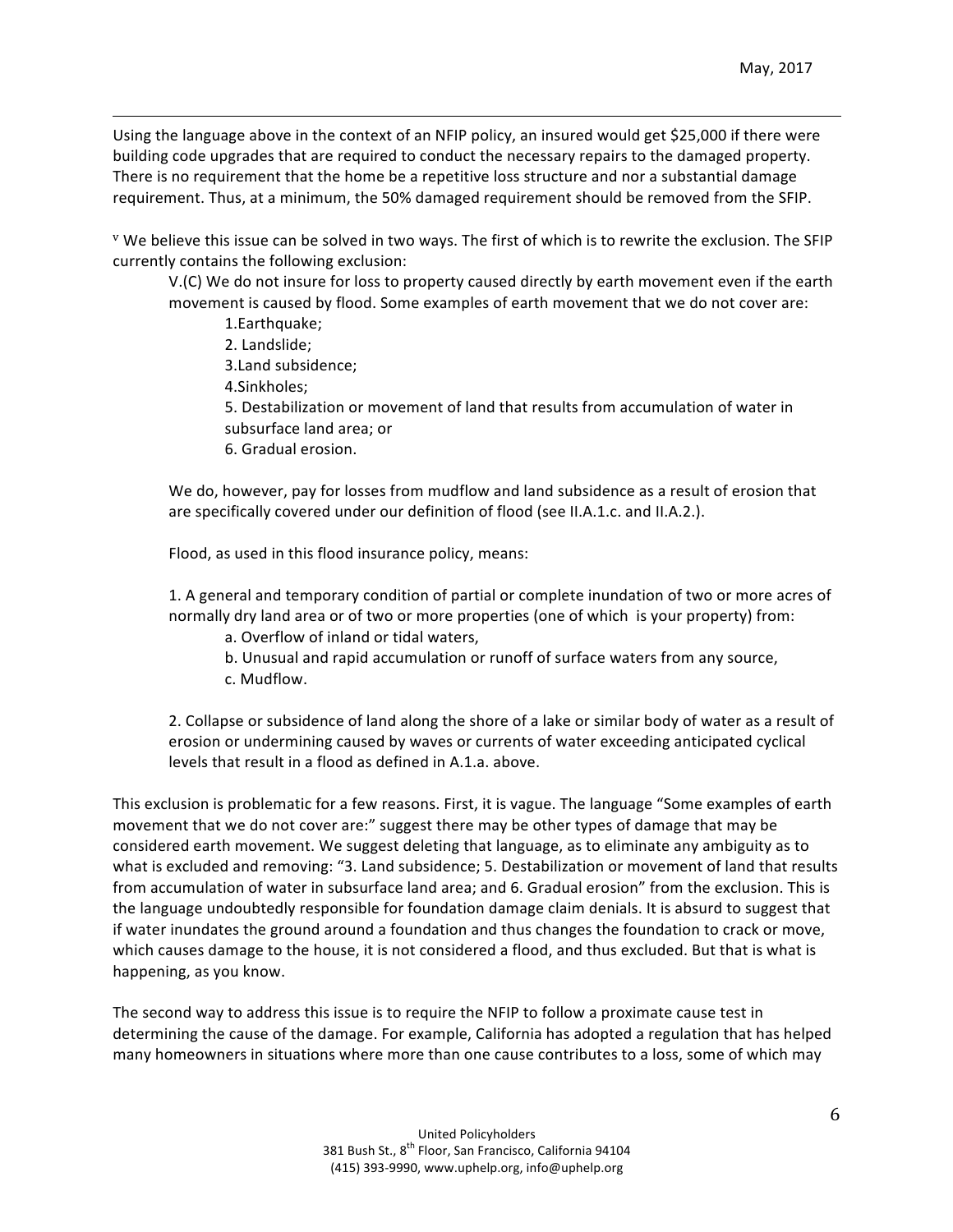Using the language above in the context of an NFIP policy, an insured would get $25,000 if there were building code upgrades that are required to conduct the necessary repairs to the damaged property. There is no requirement that the home be a repetitive loss structure and nor a substantial damage requirement. Thus, at a minimum, the 50% damaged requirement should be removed from the SFIP.

[v] We believe this issue can be solved in two ways. The first of which is to rewrite the exclusion. The SFIP currently contains the following exclusion:

> V.(C) We do not insure for loss to property caused directly by earth movement even if the earth movement is caused by flood. Some examples of earth movement that we do not cover are:
>
> 1.Earthquake;
> 2. Landslide;
> 3.Land subsidence;
> 4.Sinkholes;
> 5. Destabilization or movement of land that results from accumulation of water in subsurface land area; or
> 6. Gradual erosion.
>
> We do, however, pay for losses from mudflow and land subsidence as a result of erosion that are specifically covered under our definition of flood (see II.A.1.c. and II.A.2.).
>
> Flood, as used in this flood insurance policy, means:
>
> 1. A general and temporary condition of partial or complete inundation of two or more acres of normally dry land area or of two or more properties (one of which is your property) from:
>     a. Overflow of inland or tidal waters,
>     b. Unusual and rapid accumulation or runoff of surface waters from any source,
>     c. Mudflow.
>
> 2. Collapse or subsidence of land along the shore of a lake or similar body of water as a result of erosion or undermining caused by waves or currents of water exceeding anticipated cyclical levels that result in a flood as defined in A.1.a. above.

This exclusion is problematic for a few reasons. First, it is vague. The language "Some examples of earth movement that we do not cover are:" suggest there may be other types of damage that may be considered earth movement. We suggest deleting that language, as to eliminate any ambiguity as to what is excluded and removing: "3. Land subsidence; 5. Destabilization or movement of land that results from accumulation of water in subsurface land area; and 6. Gradual erosion" from the exclusion. This is the language undoubtedly responsible for foundation damage claim denials. It is absurd to suggest that if water inundates the ground around a foundation and thus changes the foundation to crack or move, which causes damage to the house, it is not considered a flood, and thus excluded. But that is what is happening, as you know.

The second way to address this issue is to require the NFIP to follow a proximate cause test in determining the cause of the damage. For example, California has adopted a regulation that has helped many homeowners in situations where more than one cause contributes to a loss, some of which may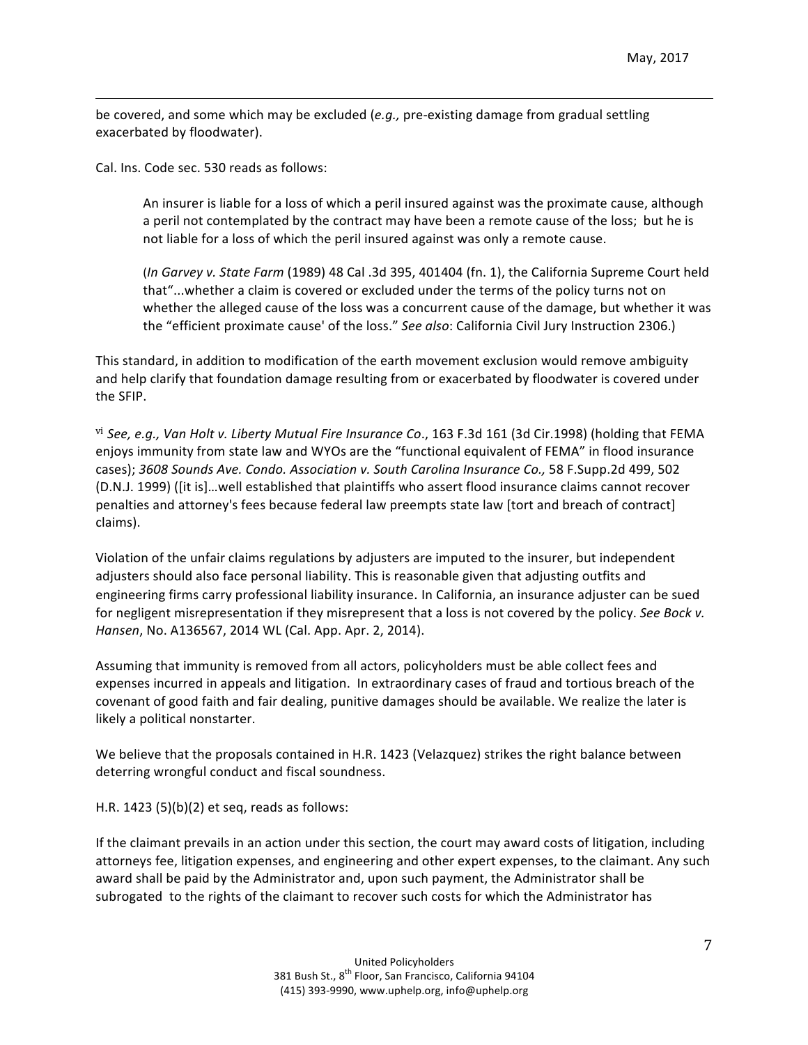be covered, and some which may be excluded (*e.g.,* pre-existing damage from gradual settling exacerbated by floodwater).

Cal. Ins. Code sec. 530 reads as follows:

> An insurer is liable for a loss of which a peril insured against was the proximate cause, although a peril not contemplated by the contract may have been a remote cause of the loss; but he is not liable for a loss of which the peril insured against was only a remote cause.
>
> (*In Garvey v. State Farm* (1989) 48 Cal .3d 395, 401404 (fn. 1), the California Supreme Court held that"...whether a claim is covered or excluded under the terms of the policy turns not on whether the alleged cause of the loss was a concurrent cause of the damage, but whether it was the "efficient proximate cause' of the loss." *See also*: California Civil Jury Instruction 2306.)

This standard, in addition to modification of the earth movement exclusion would remove ambiguity and help clarify that foundation damage resulting from or exacerbated by floodwater is covered under the SFIP.

[vi] *See, e.g., Van Holt v. Liberty Mutual Fire Insurance Co*., 163 F.3d 161 (3d Cir.1998) (holding that FEMA enjoys immunity from state law and WYOs are the "functional equivalent of FEMA" in flood insurance cases); *3608 Sounds Ave. Condo. Association v. South Carolina Insurance Co.,* 58 F.Supp.2d 499, 502 (D.N.J. 1999) ([it is]…well established that plaintiffs who assert flood insurance claims cannot recover penalties and attorney's fees because federal law preempts state law [tort and breach of contract] claims).

Violation of the unfair claims regulations by adjusters are imputed to the insurer, but independent adjusters should also face personal liability. This is reasonable given that adjusting outfits and engineering firms carry professional liability insurance. In California, an insurance adjuster can be sued for negligent misrepresentation if they misrepresent that a loss is not covered by the policy. *See Bock v. Hansen*, No. A136567, 2014 WL (Cal. App. Apr. 2, 2014).

Assuming that immunity is removed from all actors, policyholders must be able collect fees and expenses incurred in appeals and litigation. In extraordinary cases of fraud and tortious breach of the covenant of good faith and fair dealing, punitive damages should be available. We realize the later is likely a political nonstarter.

We believe that the proposals contained in H.R. 1423 (Velazquez) strikes the right balance between deterring wrongful conduct and fiscal soundness.

H.R. 1423 (5)(b)(2) et seq, reads as follows:

If the claimant prevails in an action under this section, the court may award costs of litigation, including attorneys fee, litigation expenses, and engineering and other expert expenses, to the claimant. Any such award shall be paid by the Administrator and, upon such payment, the Administrator shall be subrogated to the rights of the claimant to recover such costs for which the Administrator has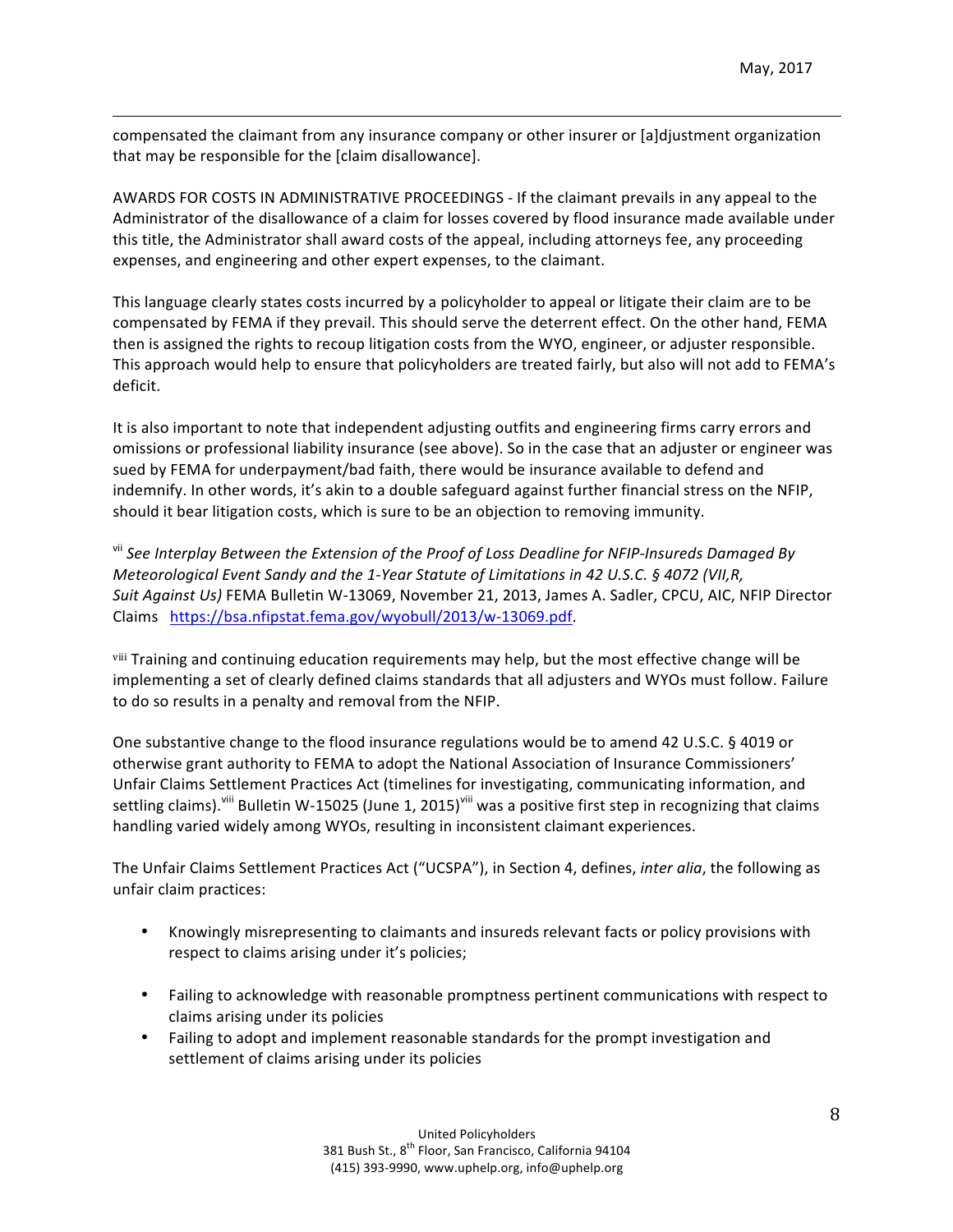compensated the claimant from any insurance company or other insurer or [a]djustment organization that may be responsible for the [claim disallowance].

AWARDS FOR COSTS IN ADMINISTRATIVE PROCEEDINGS - If the claimant prevails in any appeal to the Administrator of the disallowance of a claim for losses covered by flood insurance made available under this title, the Administrator shall award costs of the appeal, including attorneys fee, any proceeding expenses, and engineering and other expert expenses, to the claimant.

This language clearly states costs incurred by a policyholder to appeal or litigate their claim are to be compensated by FEMA if they prevail. This should serve the deterrent effect. On the other hand, FEMA then is assigned the rights to recoup litigation costs from the WYO, engineer, or adjuster responsible. This approach would help to ensure that policyholders are treated fairly, but also will not add to FEMA's deficit.

It is also important to note that independent adjusting outfits and engineering firms carry errors and omissions or professional liability insurance (see above). So in the case that an adjuster or engineer was sued by FEMA for underpayment/bad faith, there would be insurance available to defend and indemnify. In other words, it's akin to a double safeguard against further financial stress on the NFIP, should it bear litigation costs, which is sure to be an objection to removing immunity.

[vii] *See Interplay Between the Extension of the Proof of Loss Deadline for NFIP-Insureds Damaged By Meteorological Event Sandy and the 1-Year Statute of Limitations in 42 U.S.C. § 4072 (VII,R, Suit Against Us)* FEMA Bulletin W-13069, November 21, 2013, James A. Sadler, CPCU, AIC, NFIP Director Claims https://bsa.nfipstat.fema.gov/wyobull/2013/w-13069.pdf.

[viii] Training and continuing education requirements may help, but the most effective change will be implementing a set of clearly defined claims standards that all adjusters and WYOs must follow. Failure to do so results in a penalty and removal from the NFIP.

One substantive change to the flood insurance regulations would be to amend 42 U.S.C. § 4019 or otherwise grant authority to FEMA to adopt the National Association of Insurance Commissioners' Unfair Claims Settlement Practices Act (timelines for investigating, communicating information, and settling claims).[viii] Bulletin W-15025 (June 1, 2015)[viii] was a positive first step in recognizing that claims handling varied widely among WYOs, resulting in inconsistent claimant experiences.

The Unfair Claims Settlement Practices Act ("UCSPA"), in Section 4, defines, *inter alia*, the following as unfair claim practices:

- Knowingly misrepresenting to claimants and insureds relevant facts or policy provisions with respect to claims arising under it's policies;
- Failing to acknowledge with reasonable promptness pertinent communications with respect to claims arising under its policies
- Failing to adopt and implement reasonable standards for the prompt investigation and settlement of claims arising under its policies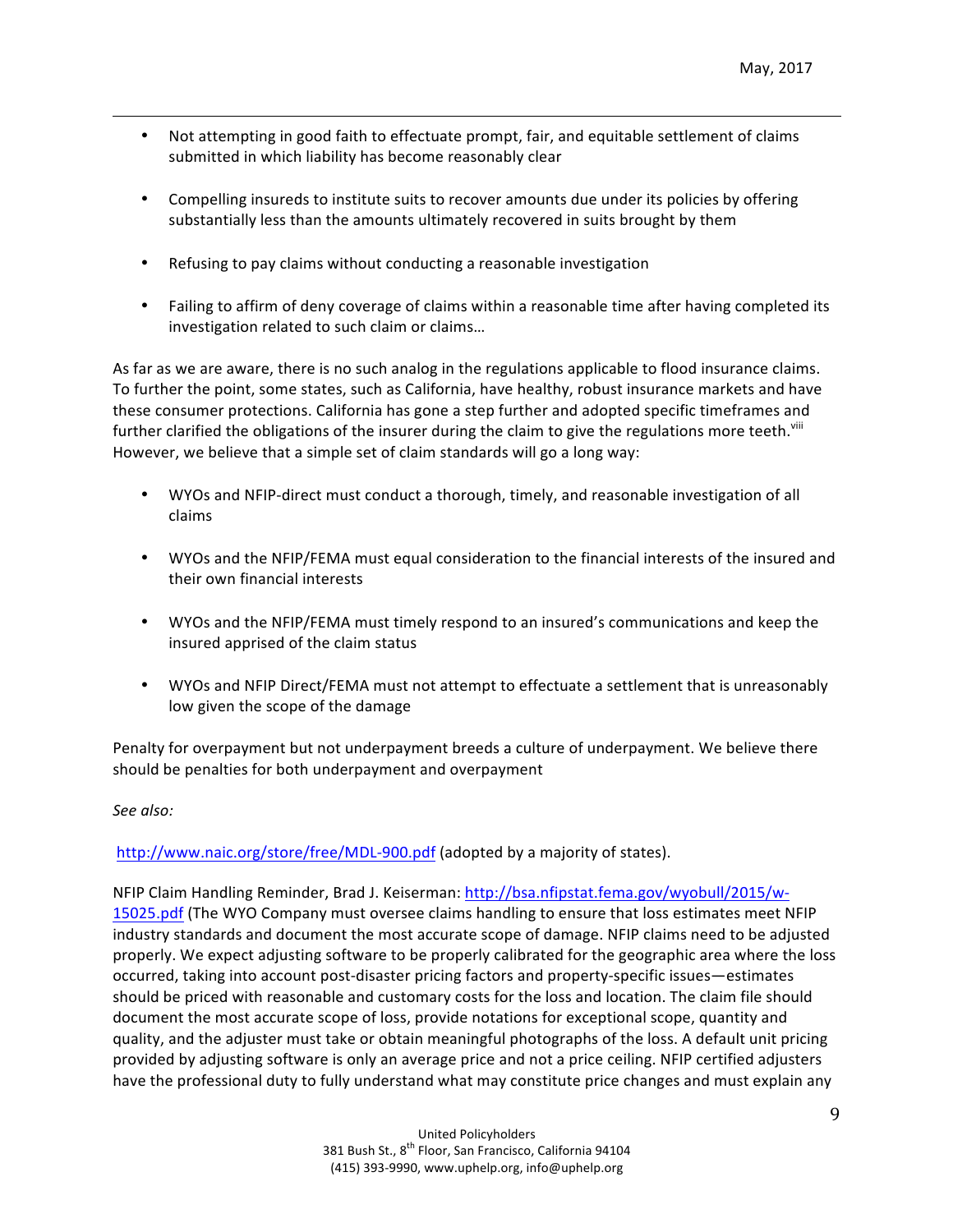- Not attempting in good faith to effectuate prompt, fair, and equitable settlement of claims submitted in which liability has become reasonably clear

- Compelling insureds to institute suits to recover amounts due under its policies by offering substantially less than the amounts ultimately recovered in suits brought by them

- Refusing to pay claims without conducting a reasonable investigation

- Failing to affirm of deny coverage of claims within a reasonable time after having completed its investigation related to such claim or claims…

As far as we are aware, there is no such analog in the regulations applicable to flood insurance claims. To further the point, some states, such as California, have healthy, robust insurance markets and have these consumer protections. California has gone a step further and adopted specific timeframes and further clarified the obligations of the insurer during the claim to give the regulations more teeth.[viii] However, we believe that a simple set of claim standards will go a long way:

- WYOs and NFIP-direct must conduct a thorough, timely, and reasonable investigation of all claims

- WYOs and the NFIP/FEMA must equal consideration to the financial interests of the insured and their own financial interests

- WYOs and the NFIP/FEMA must timely respond to an insured's communications and keep the insured apprised of the claim status

- WYOs and NFIP Direct/FEMA must not attempt to effectuate a settlement that is unreasonably low given the scope of the damage

Penalty for overpayment but not underpayment breeds a culture of underpayment. We believe there should be penalties for both underpayment and overpayment

*See also:*

[http://www.naic.org/store/free/MDL-900.pdf](http://www.naic.org/store/free/MDL-900.pdf) (adopted by a majority of states).

NFIP Claim Handling Reminder, Brad J. Keiserman: [http://bsa.nfipstat.fema.gov/wyobull/2015/w-15025.pdf](http://bsa.nfipstat.fema.gov/wyobull/2015/w-15025.pdf) (The WYO Company must oversee claims handling to ensure that loss estimates meet NFIP industry standards and document the most accurate scope of damage. NFIP claims need to be adjusted properly. We expect adjusting software to be properly calibrated for the geographic area where the loss occurred, taking into account post-disaster pricing factors and property-specific issues—estimates should be priced with reasonable and customary costs for the loss and location. The claim file should document the most accurate scope of loss, provide notations for exceptional scope, quantity and quality, and the adjuster must take or obtain meaningful photographs of the loss. A default unit pricing provided by adjusting software is only an average price and not a price ceiling. NFIP certified adjusters have the professional duty to fully understand what may constitute price changes and must explain any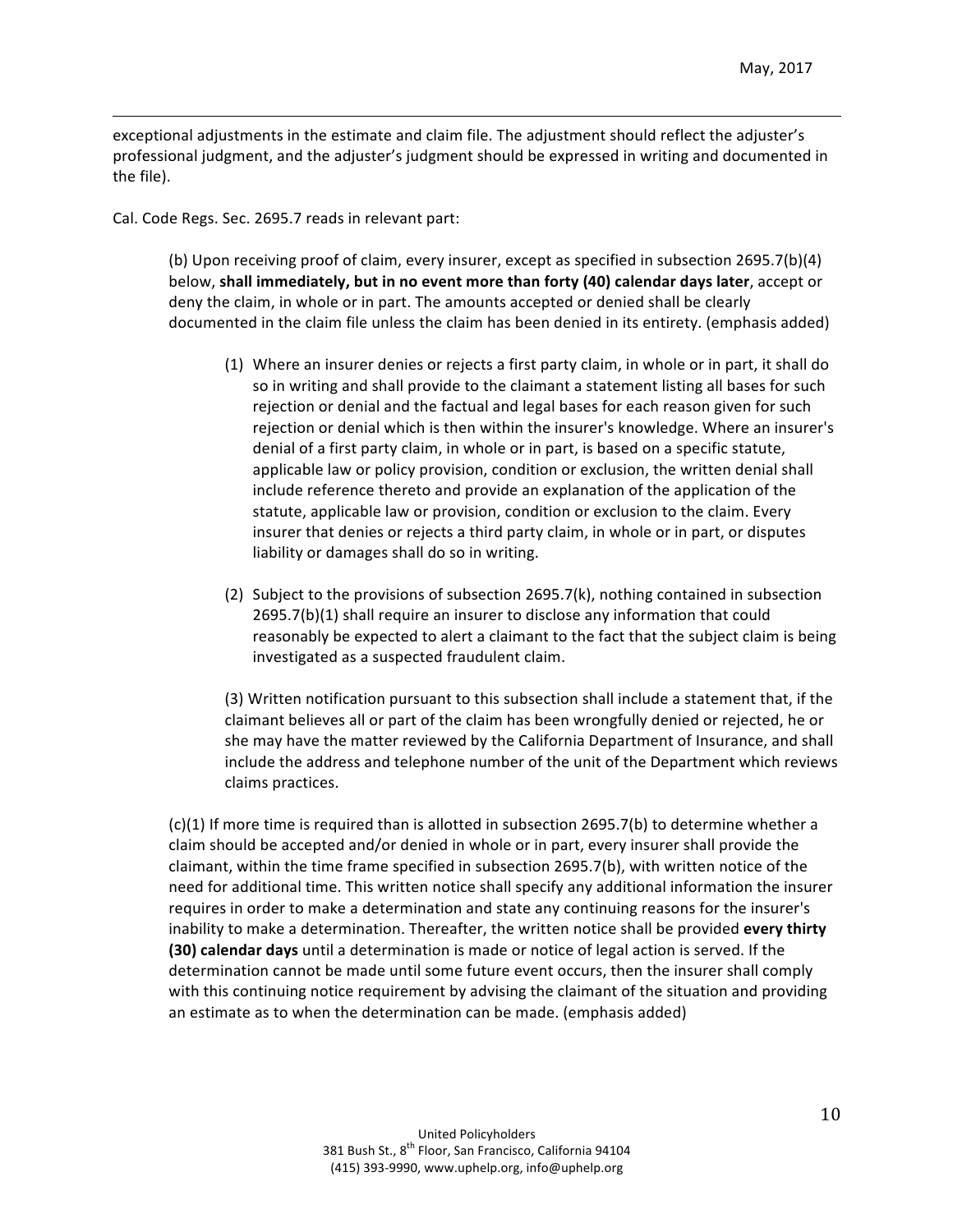exceptional adjustments in the estimate and claim file. The adjustment should reflect the adjuster's professional judgment, and the adjuster's judgment should be expressed in writing and documented in the file).

Cal. Code Regs. Sec. 2695.7 reads in relevant part:

> (b) Upon receiving proof of claim, every insurer, except as specified in subsection 2695.7(b)(4) below, **shall immediately, but in no event more than forty (40) calendar days later**, accept or deny the claim, in whole or in part. The amounts accepted or denied shall be clearly documented in the claim file unless the claim has been denied in its entirety. (emphasis added)
>
> > (1) Where an insurer denies or rejects a first party claim, in whole or in part, it shall do so in writing and shall provide to the claimant a statement listing all bases for such rejection or denial and the factual and legal bases for each reason given for such rejection or denial which is then within the insurer's knowledge. Where an insurer's denial of a first party claim, in whole or in part, is based on a specific statute, applicable law or policy provision, condition or exclusion, the written denial shall include reference thereto and provide an explanation of the application of the statute, applicable law or provision, condition or exclusion to the claim. Every insurer that denies or rejects a third party claim, in whole or in part, or disputes liability or damages shall do so in writing.
> >
> > (2) Subject to the provisions of subsection 2695.7(k), nothing contained in subsection 2695.7(b)(1) shall require an insurer to disclose any information that could reasonably be expected to alert a claimant to the fact that the subject claim is being investigated as a suspected fraudulent claim.
> >
> > (3) Written notification pursuant to this subsection shall include a statement that, if the claimant believes all or part of the claim has been wrongfully denied or rejected, he or she may have the matter reviewed by the California Department of Insurance, and shall include the address and telephone number of the unit of the Department which reviews claims practices.
>
> (c)(1) If more time is required than is allotted in subsection 2695.7(b) to determine whether a claim should be accepted and/or denied in whole or in part, every insurer shall provide the claimant, within the time frame specified in subsection 2695.7(b), with written notice of the need for additional time. This written notice shall specify any additional information the insurer requires in order to make a determination and state any continuing reasons for the insurer's inability to make a determination. Thereafter, the written notice shall be provided **every thirty (30) calendar days** until a determination is made or notice of legal action is served. If the determination cannot be made until some future event occurs, then the insurer shall comply with this continuing notice requirement by advising the claimant of the situation and providing an estimate as to when the determination can be made. (emphasis added)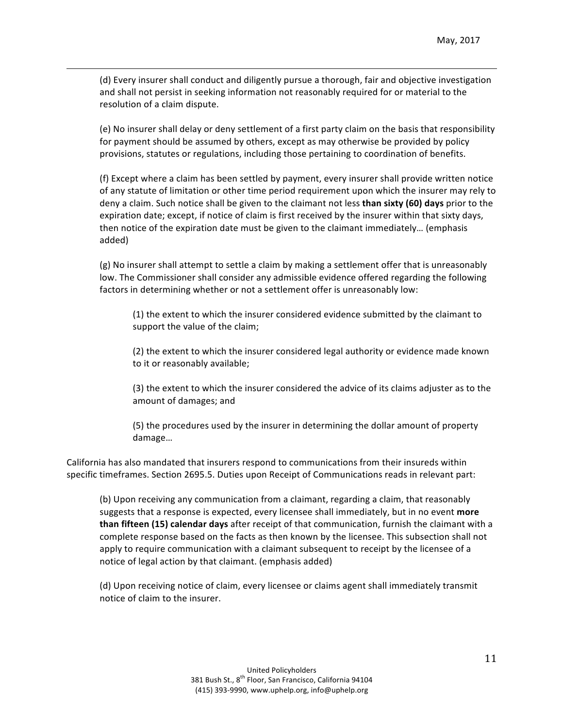(d) Every insurer shall conduct and diligently pursue a thorough, fair and objective investigation and shall not persist in seeking information not reasonably required for or material to the resolution of a claim dispute.

(e) No insurer shall delay or deny settlement of a first party claim on the basis that responsibility for payment should be assumed by others, except as may otherwise be provided by policy provisions, statutes or regulations, including those pertaining to coordination of benefits.

(f) Except where a claim has been settled by payment, every insurer shall provide written notice of any statute of limitation or other time period requirement upon which the insurer may rely to deny a claim. Such notice shall be given to the claimant not less **than sixty (60) days** prior to the expiration date; except, if notice of claim is first received by the insurer within that sixty days, then notice of the expiration date must be given to the claimant immediately… (emphasis added)

(g) No insurer shall attempt to settle a claim by making a settlement offer that is unreasonably low. The Commissioner shall consider any admissible evidence offered regarding the following factors in determining whether or not a settlement offer is unreasonably low:

> (1) the extent to which the insurer considered evidence submitted by the claimant to support the value of the claim;
>
> (2) the extent to which the insurer considered legal authority or evidence made known to it or reasonably available;
>
> (3) the extent to which the insurer considered the advice of its claims adjuster as to the amount of damages; and
>
> (5) the procedures used by the insurer in determining the dollar amount of property damage…

California has also mandated that insurers respond to communications from their insureds within specific timeframes. Section 2695.5. Duties upon Receipt of Communications reads in relevant part:

(b) Upon receiving any communication from a claimant, regarding a claim, that reasonably suggests that a response is expected, every licensee shall immediately, but in no event **more than fifteen (15) calendar days** after receipt of that communication, furnish the claimant with a complete response based on the facts as then known by the licensee. This subsection shall not apply to require communication with a claimant subsequent to receipt by the licensee of a notice of legal action by that claimant. (emphasis added)

(d) Upon receiving notice of claim, every licensee or claims agent shall immediately transmit notice of claim to the insurer.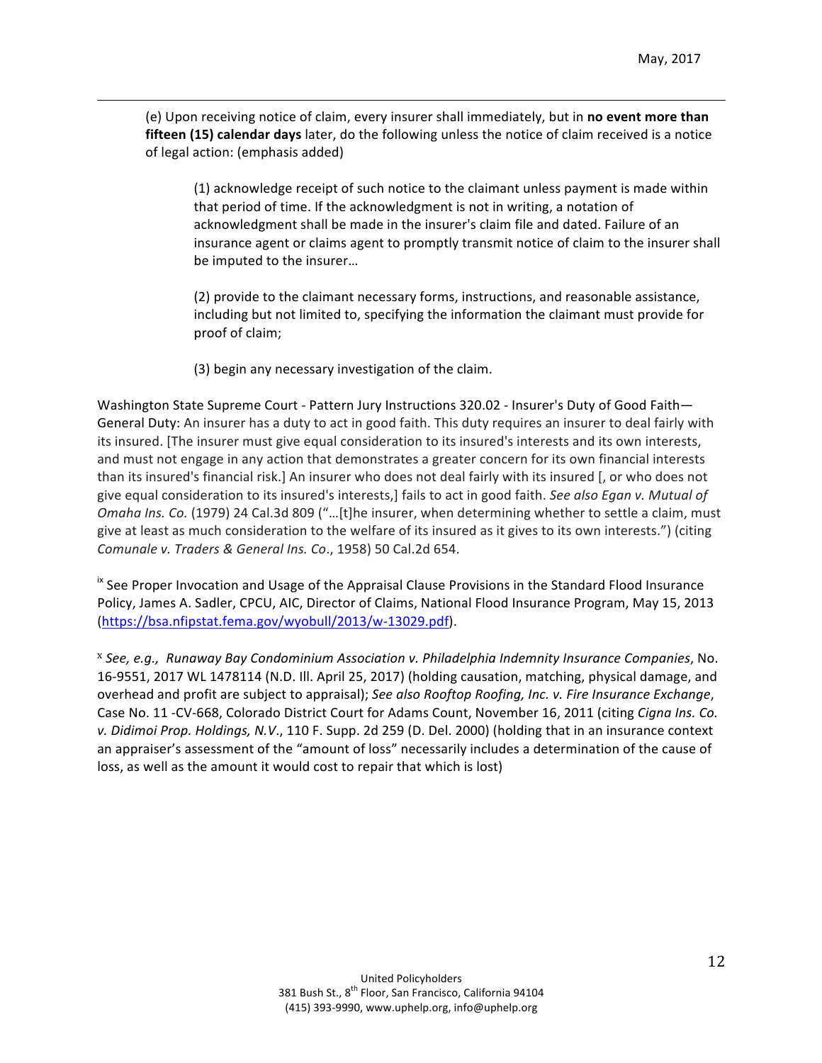(e) Upon receiving notice of claim, every insurer shall immediately, but in **no event more than fifteen (15) calendar days** later, do the following unless the notice of claim received is a notice of legal action: (emphasis added)

> (1) acknowledge receipt of such notice to the claimant unless payment is made within that period of time. If the acknowledgment is not in writing, a notation of acknowledgment shall be made in the insurer's claim file and dated. Failure of an insurance agent or claims agent to promptly transmit notice of claim to the insurer shall be imputed to the insurer…
>
> (2) provide to the claimant necessary forms, instructions, and reasonable assistance, including but not limited to, specifying the information the claimant must provide for proof of claim;
>
> (3) begin any necessary investigation of the claim.

Washington State Supreme Court - Pattern Jury Instructions 320.02 - Insurer's Duty of Good Faith—General Duty: An insurer has a duty to act in good faith. This duty requires an insurer to deal fairly with its insured. [The insurer must give equal consideration to its insured's interests and its own interests, and must not engage in any action that demonstrates a greater concern for its own financial interests than its insured's financial risk.] An insurer who does not deal fairly with its insured [, or who does not give equal consideration to its insured's interests,] fails to act in good faith. *See also Egan v. Mutual of Omaha Ins. Co.* (1979) 24 Cal.3d 809 ("…[t]he insurer, when determining whether to settle a claim, must give at least as much consideration to the welfare of its insured as it gives to its own interests.") (citing *Comunale v. Traders & General Ins. Co*., 1958) 50 Cal.2d 654.

[ix] See Proper Invocation and Usage of the Appraisal Clause Provisions in the Standard Flood Insurance Policy, James A. Sadler, CPCU, AIC, Director of Claims, National Flood Insurance Program, May 15, 2013 (https://bsa.nfipstat.fema.gov/wyobull/2013/w-13029.pdf).

[x] *See, e.g., Runaway Bay Condominium Association v. Philadelphia Indemnity Insurance Companies*, No. 16-9551, 2017 WL 1478114 (N.D. Ill. April 25, 2017) (holding causation, matching, physical damage, and overhead and profit are subject to appraisal); *See also Rooftop Roofing, Inc. v. Fire Insurance Exchange*, Case No. 11 -CV-668, Colorado District Court for Adams Count, November 16, 2011 (citing *Cigna Ins. Co. v. Didimoi Prop. Holdings, N.V.*, 110 F. Supp. 2d 259 (D. Del. 2000) (holding that in an insurance context an appraiser's assessment of the "amount of loss" necessarily includes a determination of the cause of loss, as well as the amount it would cost to repair that which is lost)